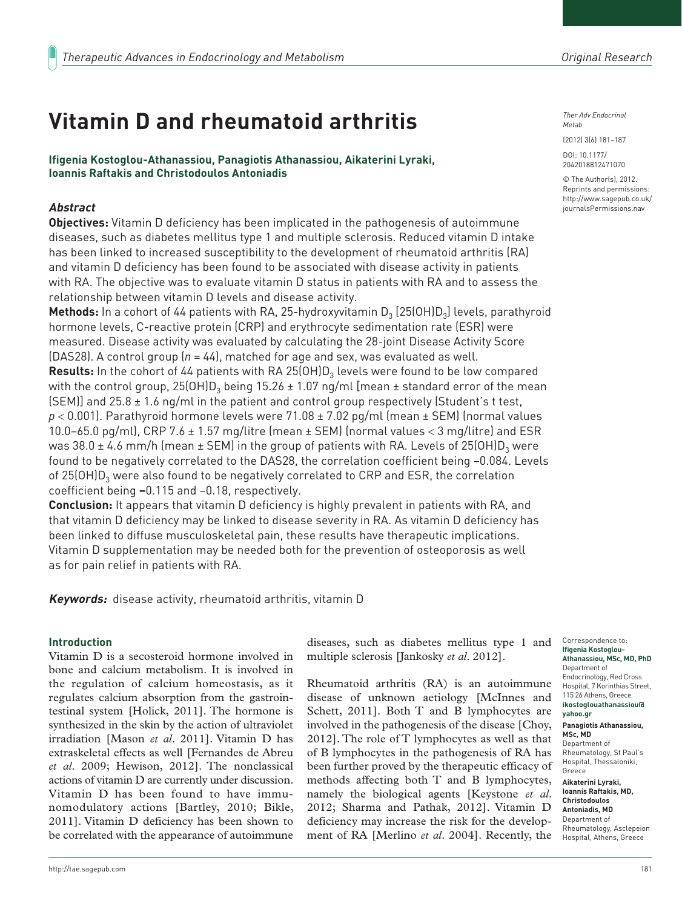# Vitamin D and rheumatoid arthritis

**Ifigenia Kostoglou-Athanassiou, Panagiotis Athanassiou, Aikaterini Lyraki, Ioannis Raftakis and Christodoulos Antoniadis**

*Ther Adv Endocrinol Metab*

(2012) 3(6) 181–187

DOI: 10.1177/2042018812471070

© The Author(s), 2012. Reprints and permissions: http://www.sagepub.co.uk/journalsPermissions.nav

## *Abstract*

**Objectives:** Vitamin D deficiency has been implicated in the pathogenesis of autoimmune diseases, such as diabetes mellitus type 1 and multiple sclerosis. Reduced vitamin D intake has been linked to increased susceptibility to the development of rheumatoid arthritis (RA) and vitamin D deficiency has been found to be associated with disease activity in patients with RA. The objective was to evaluate vitamin D status in patients with RA and to assess the relationship between vitamin D levels and disease activity.

**Methods:** In a cohort of 44 patients with RA, 25-hydroxyvitamin $D_3$ [25(OH)$D_3$] levels, parathyroid hormone levels, C-reactive protein (CRP) and erythrocyte sedimentation rate (ESR) were measured. Disease activity was evaluated by calculating the 28-joint Disease Activity Score (DAS28). A control group ($n = 44$), matched for age and sex, was evaluated as well.

**Results:** In the cohort of 44 patients with RA 25(OH)$D_3$ levels were found to be low compared with the control group, 25(OH)$D_3$ being 15.26 ± 1.07 ng/ml [mean ± standard error of the mean (SEM)] and 25.8 ± 1.6 ng/ml in the patient and control group respectively (Student's t test, $p < 0.001$). Parathyroid hormone levels were 71.08 ± 7.02 pg/ml (mean ± SEM) (normal values 10.0–65.0 pg/ml), CRP 7.6 ± 1.57 mg/litre (mean ± SEM) (normal values < 3 mg/litre) and ESR was 38.0 ± 4.6 mm/h (mean ± SEM) in the group of patients with RA. Levels of 25(OH)$D_3$ were found to be negatively correlated to the DAS28, the correlation coefficient being –0.084. Levels of 25(OH)$D_3$ were also found to be negatively correlated to CRP and ESR, the correlation coefficient being –0.115 and –0.18, respectively.

**Conclusion:** It appears that vitamin D deficiency is highly prevalent in patients with RA, and that vitamin D deficiency may be linked to disease severity in RA. As vitamin D deficiency has been linked to diffuse musculoskeletal pain, these results have therapeutic implications. Vitamin D supplementation may be needed both for the prevention of osteoporosis as well as for pain relief in patients with RA.

***Keywords:*** disease activity, rheumatoid arthritis, vitamin D

## Introduction

Vitamin D is a secosteroid hormone involved in bone and calcium metabolism. It is involved in the regulation of calcium homeostasis, as it regulates calcium absorption from the gastrointestinal system [Holick, 2011]. The hormone is synthesized in the skin by the action of ultraviolet irradiation [Mason *et al*. 2011]. Vitamin D has extraskeletal effects as well [Fernandes de Abreu *et al*. 2009; Hewison, 2012]. The nonclassical actions of vitamin D are currently under discussion. Vitamin D has been found to have immunomodulatory actions [Bartley, 2010; Bikle, 2011]. Vitamin D deficiency has been shown to be correlated with the appearance of autoimmune diseases, such as diabetes mellitus type 1 and multiple sclerosis [Jankosky *et al*. 2012].

Rheumatoid arthritis (RA) is an autoimmune disease of unknown aetiology [McInnes and Schett, 2011]. Both T and B lymphocytes are involved in the pathogenesis of the disease [Choy, 2012]. The role of T lymphocytes as well as that of B lymphocytes in the pathogenesis of RA has been further proved by the therapeutic efficacy of methods affecting both T and B lymphocytes, namely the biological agents [Keystone *et al*. 2012; Sharma and Pathak, 2012]. Vitamin D deficiency may increase the risk for the development of RA [Merlino *et al*. 2004]. Recently, the

Correspondence to:
**Ifigenia Kostoglou-Athanassiou, MSc, MD, PhD**
Department of Endocrinology, Red Cross Hospital, 7 Korinthias Street, 115 26 Athens, Greece
**ikostoglouathanassiou@yahoo.gr**

**Panagiotis Athanassiou, MSc, MD**
Department of Rheumatology, St Paul's Hospital, Thessaloniki, Greece

**Aikaterini Lyraki, Ioannis Raftakis, MD, Christodoulos Antoniadis, MD**
Department of Rheumatology, Asclepeion Hospital, Athens, Greece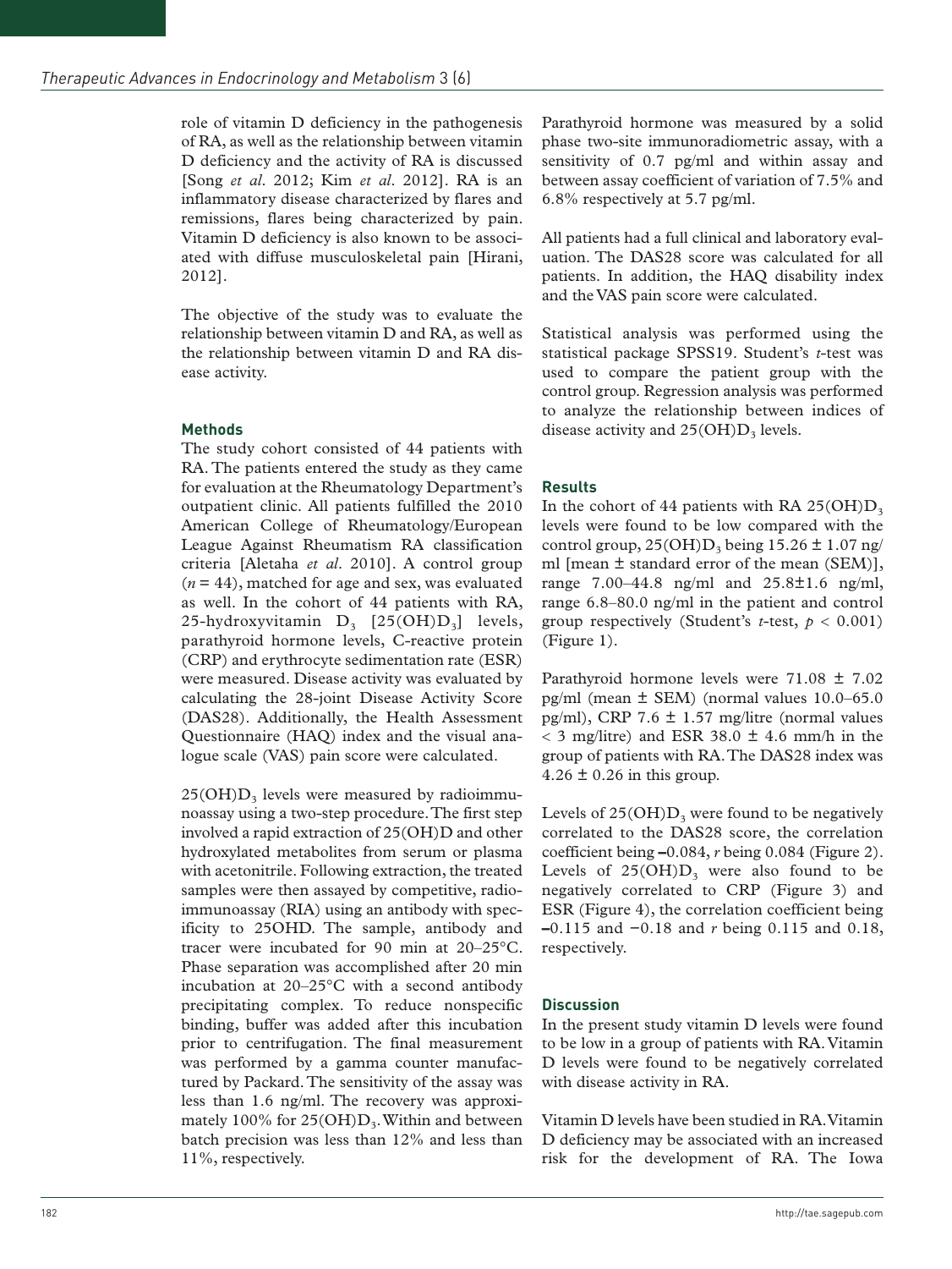role of vitamin D deficiency in the pathogenesis of RA, as well as the relationship between vitamin D deficiency and the activity of RA is discussed [Song *et al*. 2012; Kim *et al*. 2012]. RA is an inflammatory disease characterized by flares and remissions, flares being characterized by pain. Vitamin D deficiency is also known to be associated with diffuse musculoskeletal pain [Hirani, 2012].

The objective of the study was to evaluate the relationship between vitamin D and RA, as well as the relationship between vitamin D and RA disease activity.

## Methods

The study cohort consisted of 44 patients with RA. The patients entered the study as they came for evaluation at the Rheumatology Department's outpatient clinic. All patients fulfilled the 2010 American College of Rheumatology/European League Against Rheumatism RA classification criteria [Aletaha *et al*. 2010]. A control group ($n = 44$), matched for age and sex, was evaluated as well. In the cohort of 44 patients with RA, 25-hydroxyvitamin $D_3$ [$25(OH)D_3$] levels, parathyroid hormone levels, C-reactive protein (CRP) and erythrocyte sedimentation rate (ESR) were measured. Disease activity was evaluated by calculating the 28-joint Disease Activity Score (DAS28). Additionally, the Health Assessment Questionnaire (HAQ) index and the visual analogue scale (VAS) pain score were calculated.

$25(OH)D_3$ levels were measured by radioimmunoassay using a two-step procedure. The first step involved a rapid extraction of 25(OH)D and other hydroxylated metabolites from serum or plasma with acetonitrile. Following extraction, the treated samples were then assayed by competitive, radioimmunoassay (RIA) using an antibody with specificity to 25OHD. The sample, antibody and tracer were incubated for 90 min at 20–25°C. Phase separation was accomplished after 20 min incubation at 20–25°C with a second antibody precipitating complex. To reduce nonspecific binding, buffer was added after this incubation prior to centrifugation. The final measurement was performed by a gamma counter manufactured by Packard. The sensitivity of the assay was less than 1.6 ng/ml. The recovery was approximately 100% for $25(OH)D_3$. Within and between batch precision was less than 12% and less than 11%, respectively.

Parathyroid hormone was measured by a solid phase two-site immunoradiometric assay, with a sensitivity of 0.7 pg/ml and within assay and between assay coefficient of variation of 7.5% and 6.8% respectively at 5.7 pg/ml.

All patients had a full clinical and laboratory evaluation. The DAS28 score was calculated for all patients. In addition, the HAQ disability index and the VAS pain score were calculated.

Statistical analysis was performed using the statistical package SPSS19. Student's *t*-test was used to compare the patient group with the control group. Regression analysis was performed to analyze the relationship between indices of disease activity and $25(OH)D_3$ levels.

## Results

In the cohort of 44 patients with RA $25(OH)D_3$ levels were found to be low compared with the control group, $25(OH)D_3$ being $15.26 \pm 1.07$ ng/ml [mean ± standard error of the mean (SEM)], range 7.00–44.8 ng/ml and $25.8 \pm 1.6$ ng/ml, range 6.8–80.0 ng/ml in the patient and control group respectively (Student's *t*-test, $p < 0.001$) (Figure 1).

Parathyroid hormone levels were $71.08 \pm 7.02$ pg/ml (mean ± SEM) (normal values 10.0–65.0 pg/ml), CRP $7.6 \pm 1.57$ mg/litre (normal values $< 3$ mg/litre) and ESR $38.0 \pm 4.6$ mm/h in the group of patients with RA. The DAS28 index was $4.26 \pm 0.26$ in this group.

Levels of $25(OH)D_3$ were found to be negatively correlated to the DAS28 score, the correlation coefficient being −0.084, $r$ being 0.084 (Figure 2). Levels of $25(OH)D_3$ were also found to be negatively correlated to CRP (Figure 3) and ESR (Figure 4), the correlation coefficient being −0.115 and −0.18 and $r$ being 0.115 and 0.18, respectively.

## Discussion

In the present study vitamin D levels were found to be low in a group of patients with RA. Vitamin D levels were found to be negatively correlated with disease activity in RA.

Vitamin D levels have been studied in RA. Vitamin D deficiency may be associated with an increased risk for the development of RA. The Iowa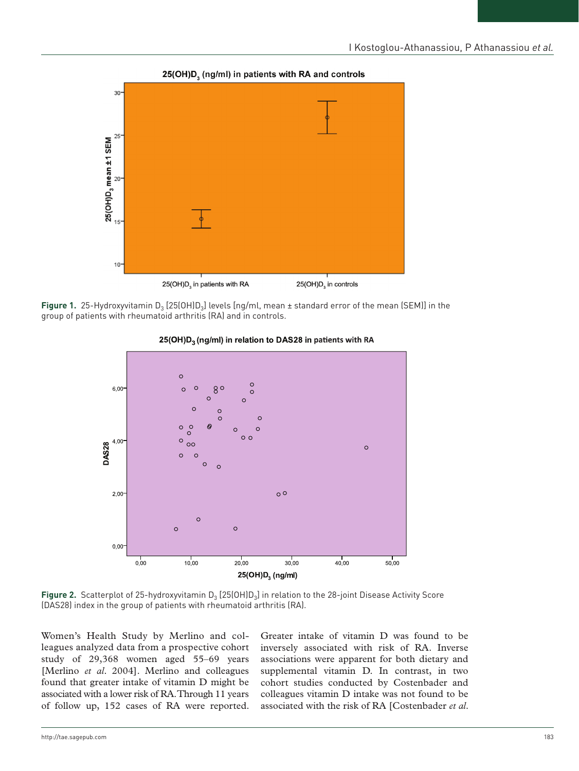Figure 1. 25-Hydroxyvitamin $D_3$ [25(OH)$D_3$] levels [ng/ml, mean ± standard error of the mean (SEM)] in the group of patients with rheumatoid arthritis (RA) and in controls.

Figure 2. Scatterplot of 25-hydroxyvitamin $D_3$ [25(OH)$D_3$] in relation to the 28-joint Disease Activity Score (DAS28) index in the group of patients with rheumatoid arthritis (RA).

Women's Health Study by Merlino and colleagues analyzed data from a prospective cohort study of 29,368 women aged 55–69 years [Merlino *et al.* 2004]. Merlino and colleagues found that greater intake of vitamin D might be associated with a lower risk of RA. Through 11 years of follow up, 152 cases of RA were reported. Greater intake of vitamin D was found to be inversely associated with risk of RA. Inverse associations were apparent for both dietary and supplemental vitamin D. In contrast, in two cohort studies conducted by Costenbader and colleagues vitamin D intake was not found to be associated with the risk of RA [Costenbader *et al.*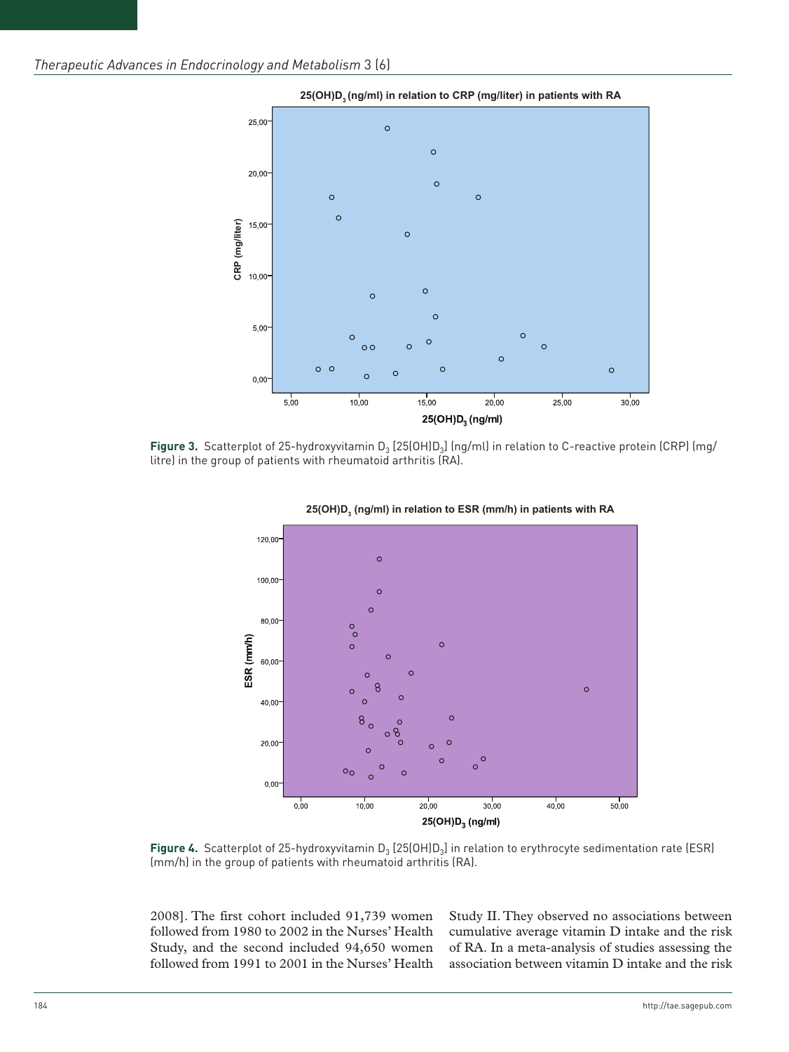**Figure 3.** Scatterplot of 25-hydroxyvitamin $D_3$ [25(OH)$D_3$] (ng/ml) in relation to C-reactive protein (CRP) (mg/litre) in the group of patients with rheumatoid arthritis (RA).

**Figure 4.** Scatterplot of 25-hydroxyvitamin $D_3$ [25(OH)$D_3$] (ng/ml) in relation to erythrocyte sedimentation rate (ESR) (mm/h) in the group of patients with rheumatoid arthritis (RA).

2008]. The first cohort included 91,739 women followed from 1980 to 2002 in the Nurses' Health Study, and the second included 94,650 women followed from 1991 to 2001 in the Nurses' Health Study II. They observed no associations between cumulative average vitamin D intake and the risk of RA. In a meta-analysis of studies assessing the association between vitamin D intake and the risk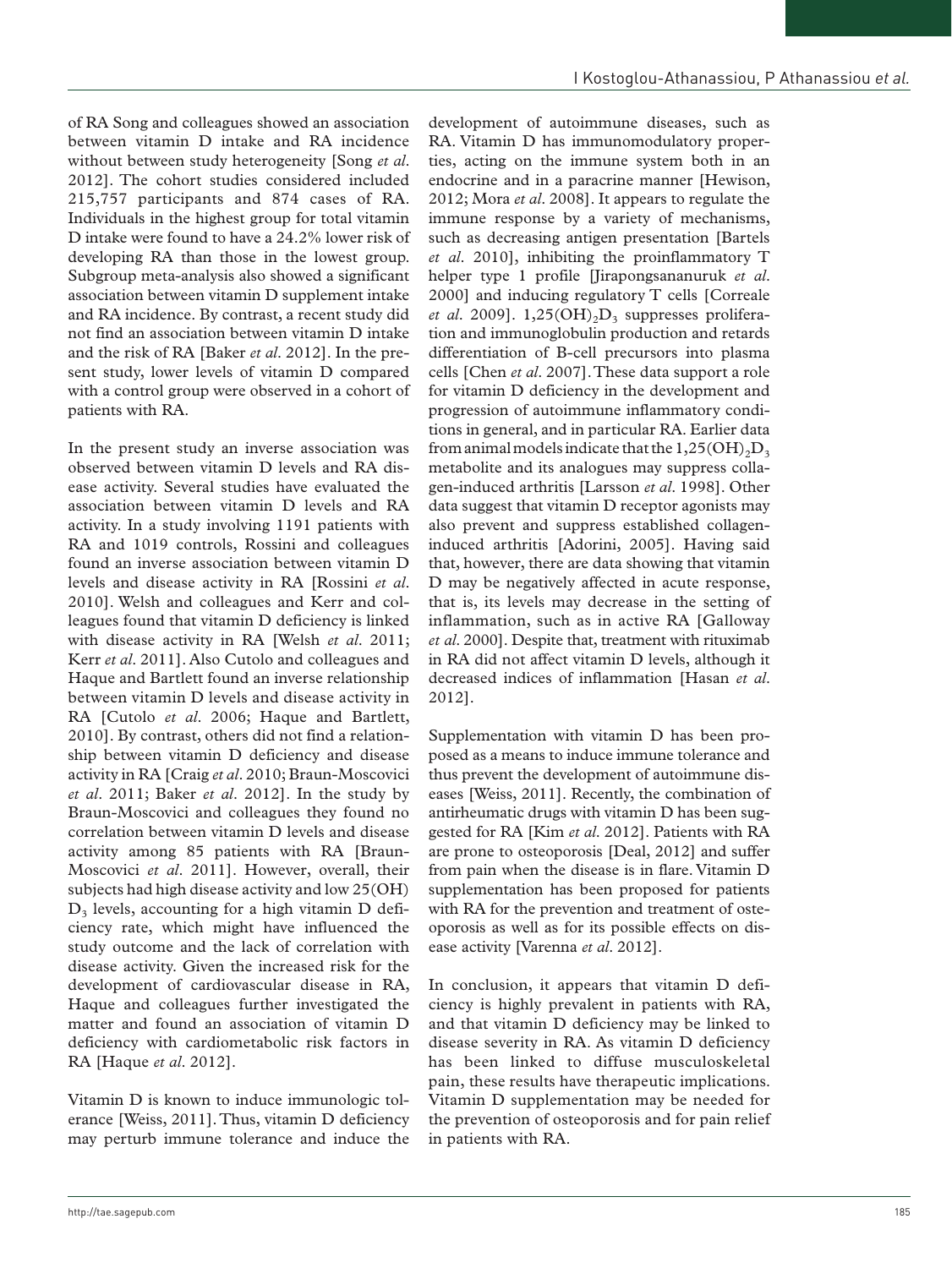of RA Song and colleagues showed an association between vitamin D intake and RA incidence without between study heterogeneity [Song *et al.* 2012]. The cohort studies considered included 215,757 participants and 874 cases of RA. Individuals in the highest group for total vitamin D intake were found to have a 24.2% lower risk of developing RA than those in the lowest group. Subgroup meta-analysis also showed a significant association between vitamin D supplement intake and RA incidence. By contrast, a recent study did not find an association between vitamin D intake and the risk of RA [Baker *et al.* 2012]. In the present study, lower levels of vitamin D compared with a control group were observed in a cohort of patients with RA.

In the present study an inverse association was observed between vitamin D levels and RA disease activity. Several studies have evaluated the association between vitamin D levels and RA activity. In a study involving 1191 patients with RA and 1019 controls, Rossini and colleagues found an inverse association between vitamin D levels and disease activity in RA [Rossini *et al.* 2010]. Welsh and colleagues and Kerr and colleagues found that vitamin D deficiency is linked with disease activity in RA [Welsh *et al.* 2011; Kerr *et al.* 2011]. Also Cutolo and colleagues and Haque and Bartlett found an inverse relationship between vitamin D levels and disease activity in RA [Cutolo *et al.* 2006; Haque and Bartlett, 2010]. By contrast, others did not find a relationship between vitamin D deficiency and disease activity in RA [Craig *et al.* 2010; Braun-Moscovici *et al.* 2011; Baker *et al.* 2012]. In the study by Braun-Moscovici and colleagues they found no correlation between vitamin D levels and disease activity among 85 patients with RA [Braun-Moscovici *et al.* 2011]. However, overall, their subjects had high disease activity and low 25(OH) $D_3$ levels, accounting for a high vitamin D deficiency rate, which might have influenced the study outcome and the lack of correlation with disease activity. Given the increased risk for the development of cardiovascular disease in RA, Haque and colleagues further investigated the matter and found an association of vitamin D deficiency with cardiometabolic risk factors in RA [Haque *et al.* 2012].

Vitamin D is known to induce immunologic tolerance [Weiss, 2011]. Thus, vitamin D deficiency may perturb immune tolerance and induce the development of autoimmune diseases, such as RA. Vitamin D has immunomodulatory properties, acting on the immune system both in an endocrine and in a paracrine manner [Hewison, 2012; Mora *et al.* 2008]. It appears to regulate the immune response by a variety of mechanisms, such as decreasing antigen presentation [Bartels *et al.* 2010], inhibiting the proinflammatory T helper type 1 profile [Jirapongsananuruk *et al.* 2000] and inducing regulatory T cells [Correale *et al.* 2009]. $1,25(OH)_2D_3$ suppresses proliferation and immunoglobulin production and retards differentiation of B-cell precursors into plasma cells [Chen *et al.* 2007]. These data support a role for vitamin D deficiency in the development and progression of autoimmune inflammatory conditions in general, and in particular RA. Earlier data from animal models indicate that the $1,25(OH)_2D_3$ metabolite and its analogues may suppress collagen-induced arthritis [Larsson *et al.* 1998]. Other data suggest that vitamin D receptor agonists may also prevent and suppress established collagen-induced arthritis [Adorini, 2005]. Having said that, however, there are data showing that vitamin D may be negatively affected in acute response, that is, its levels may decrease in the setting of inflammation, such as in active RA [Galloway *et al.* 2000]. Despite that, treatment with rituximab in RA did not affect vitamin D levels, although it decreased indices of inflammation [Hasan *et al.* 2012].

Supplementation with vitamin D has been proposed as a means to induce immune tolerance and thus prevent the development of autoimmune diseases [Weiss, 2011]. Recently, the combination of antirheumatic drugs with vitamin D has been suggested for RA [Kim *et al.* 2012]. Patients with RA are prone to osteoporosis [Deal, 2012] and suffer from pain when the disease is in flare. Vitamin D supplementation has been proposed for patients with RA for the prevention and treatment of osteoporosis as well as for its possible effects on disease activity [Varenna *et al.* 2012].

In conclusion, it appears that vitamin D deficiency is highly prevalent in patients with RA, and that vitamin D deficiency may be linked to disease severity in RA. As vitamin D deficiency has been linked to diffuse musculoskeletal pain, these results have therapeutic implications. Vitamin D supplementation may be needed for the prevention of osteoporosis and for pain relief in patients with RA.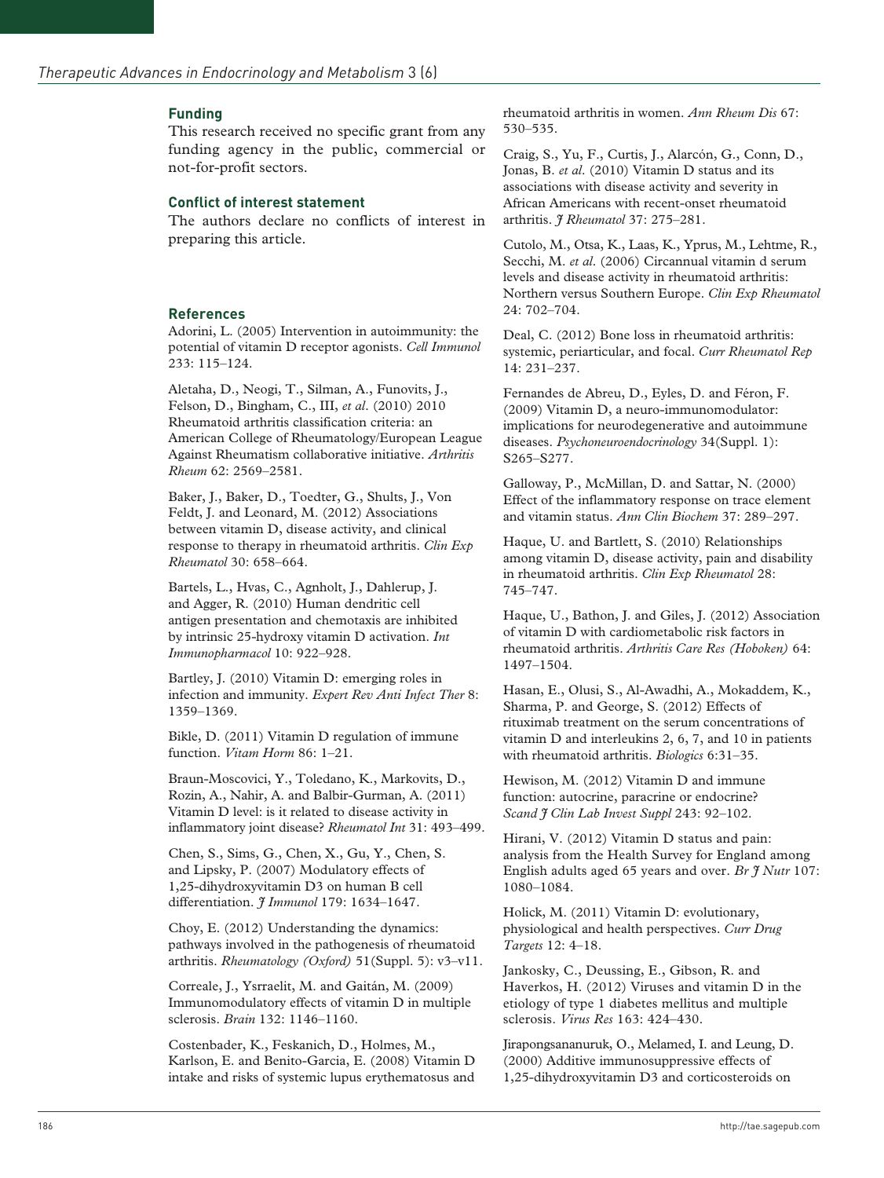## Funding

This research received no specific grant from any funding agency in the public, commercial or not-for-profit sectors.

## Conflict of interest statement

The authors declare no conflicts of interest in preparing this article.

## References

Adorini, L. (2005) Intervention in autoimmunity: the potential of vitamin D receptor agonists. *Cell Immunol* 233: 115–124.

Aletaha, D., Neogi, T., Silman, A., Funovits, J., Felson, D., Bingham, C., III, *et al*. (2010) 2010 Rheumatoid arthritis classification criteria: an American College of Rheumatology/European League Against Rheumatism collaborative initiative. *Arthritis Rheum* 62: 2569–2581.

Baker, J., Baker, D., Toedter, G., Shults, J., Von Feldt, J. and Leonard, M. (2012) Associations between vitamin D, disease activity, and clinical response to therapy in rheumatoid arthritis. *Clin Exp Rheumatol* 30: 658–664.

Bartels, L., Hvas, C., Agnholt, J., Dahlerup, J. and Agger, R. (2010) Human dendritic cell antigen presentation and chemotaxis are inhibited by intrinsic 25-hydroxy vitamin D activation. *Int Immunopharmacol* 10: 922–928.

Bartley, J. (2010) Vitamin D: emerging roles in infection and immunity. *Expert Rev Anti Infect Ther* 8: 1359–1369.

Bikle, D. (2011) Vitamin D regulation of immune function. *Vitam Horm* 86: 1–21.

Braun-Moscovici, Y., Toledano, K., Markovits, D., Rozin, A., Nahir, A. and Balbir-Gurman, A. (2011) Vitamin D level: is it related to disease activity in inflammatory joint disease? *Rheumatol Int* 31: 493–499.

Chen, S., Sims, G., Chen, X., Gu, Y., Chen, S. and Lipsky, P. (2007) Modulatory effects of 1,25-dihydroxyvitamin D3 on human B cell differentiation. *J Immunol* 179: 1634–1647.

Choy, E. (2012) Understanding the dynamics: pathways involved in the pathogenesis of rheumatoid arthritis. *Rheumatology (Oxford)* 51(Suppl. 5): v3–v11.

Correale, J., Ysrraelit, M. and Gaitán, M. (2009) Immunomodulatory effects of vitamin D in multiple sclerosis. *Brain* 132: 1146–1160.

Costenbader, K., Feskanich, D., Holmes, M., Karlson, E. and Benito-Garcia, E. (2008) Vitamin D intake and risks of systemic lupus erythematosus and rheumatoid arthritis in women. *Ann Rheum Dis* 67: 530–535.

Craig, S., Yu, F., Curtis, J., Alarcón, G., Conn, D., Jonas, B. *et al*. (2010) Vitamin D status and its associations with disease activity and severity in African Americans with recent-onset rheumatoid arthritis. *J Rheumatol* 37: 275–281.

Cutolo, M., Otsa, K., Laas, K., Yprus, M., Lehtme, R., Secchi, M. *et al*. (2006) Circannual vitamin d serum levels and disease activity in rheumatoid arthritis: Northern versus Southern Europe. *Clin Exp Rheumatol* 24: 702–704.

Deal, C. (2012) Bone loss in rheumatoid arthritis: systemic, periarticular, and focal. *Curr Rheumatol Rep* 14: 231–237.

Fernandes de Abreu, D., Eyles, D. and Féron, F. (2009) Vitamin D, a neuro-immunomodulator: implications for neurodegenerative and autoimmune diseases. *Psychoneuroendocrinology* 34(Suppl. 1): S265–S277.

Galloway, P., McMillan, D. and Sattar, N. (2000) Effect of the inflammatory response on trace element and vitamin status. *Ann Clin Biochem* 37: 289–297.

Haque, U. and Bartlett, S. (2010) Relationships among vitamin D, disease activity, pain and disability in rheumatoid arthritis. *Clin Exp Rheumatol* 28: 745–747.

Haque, U., Bathon, J. and Giles, J. (2012) Association of vitamin D with cardiometabolic risk factors in rheumatoid arthritis. *Arthritis Care Res (Hoboken)* 64: 1497–1504.

Hasan, E., Olusi, S., Al-Awadhi, A., Mokaddem, K., Sharma, P. and George, S. (2012) Effects of rituximab treatment on the serum concentrations of vitamin D and interleukins 2, 6, 7, and 10 in patients with rheumatoid arthritis. *Biologics* 6:31–35.

Hewison, M. (2012) Vitamin D and immune function: autocrine, paracrine or endocrine? *Scand J Clin Lab Invest Suppl* 243: 92–102.

Hirani, V. (2012) Vitamin D status and pain: analysis from the Health Survey for England among English adults aged 65 years and over. *Br J Nutr* 107: 1080–1084.

Holick, M. (2011) Vitamin D: evolutionary, physiological and health perspectives. *Curr Drug Targets* 12: 4–18.

Jankosky, C., Deussing, E., Gibson, R. and Haverkos, H. (2012) Viruses and vitamin D in the etiology of type 1 diabetes mellitus and multiple sclerosis. *Virus Res* 163: 424–430.

Jirapongsananuruk, O., Melamed, I. and Leung, D. (2000) Additive immunosuppressive effects of 1,25-dihydroxyvitamin D3 and corticosteroids on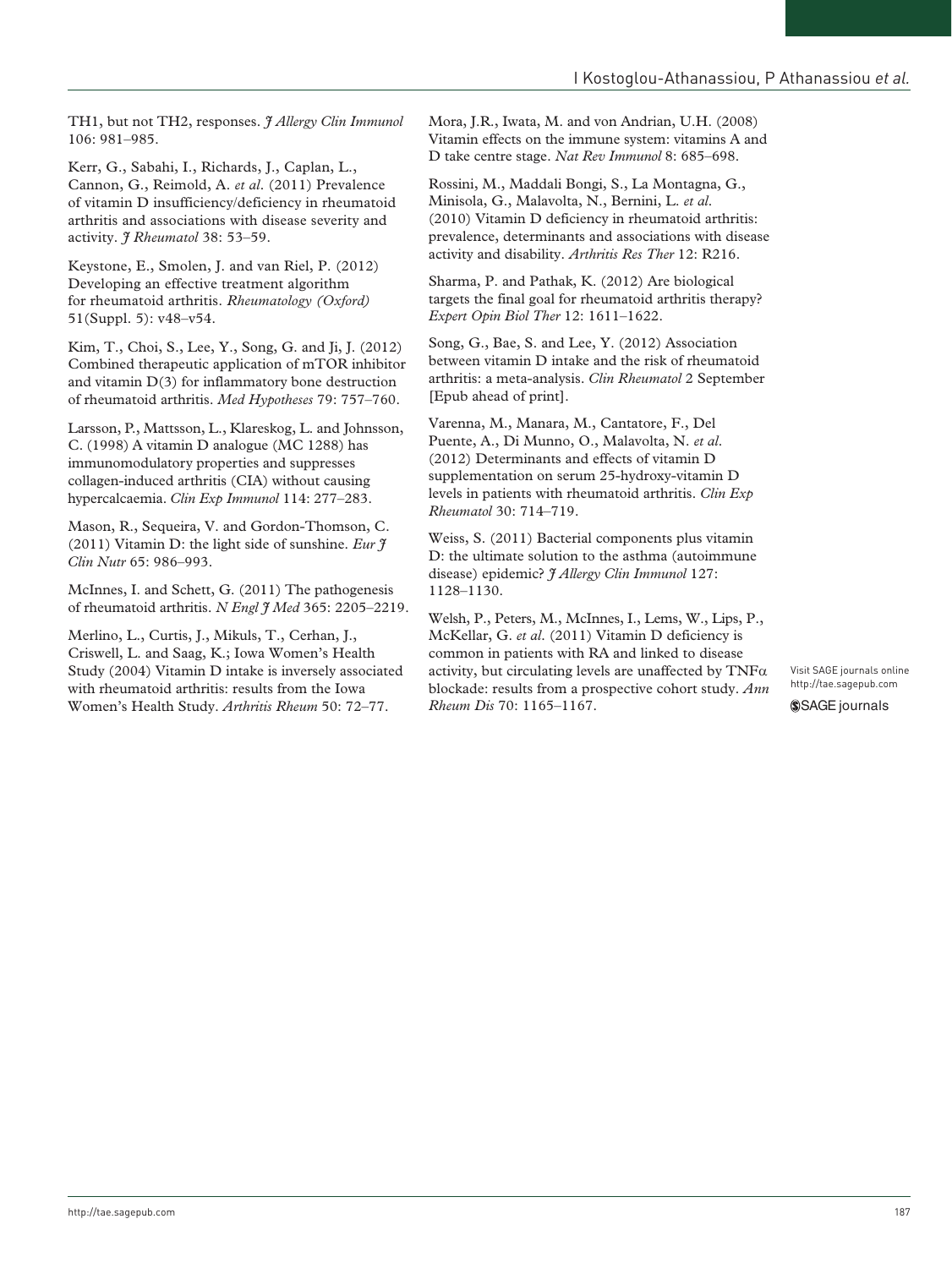TH1, but not TH2, responses. *J Allergy Clin Immunol* 106: 981–985.

Kerr, G., Sabahi, I., Richards, J., Caplan, L., Cannon, G., Reimold, A. *et al*. (2011) Prevalence of vitamin D insufficiency/deficiency in rheumatoid arthritis and associations with disease severity and activity. *J Rheumatol* 38: 53–59.

Keystone, E., Smolen, J. and van Riel, P. (2012) Developing an effective treatment algorithm for rheumatoid arthritis. *Rheumatology (Oxford)* 51(Suppl. 5): v48–v54.

Kim, T., Choi, S., Lee, Y., Song, G. and Ji, J. (2012) Combined therapeutic application of mTOR inhibitor and vitamin D(3) for inflammatory bone destruction of rheumatoid arthritis. *Med Hypotheses* 79: 757–760.

Larsson, P., Mattsson, L., Klareskog, L. and Johnsson, C. (1998) A vitamin D analogue (MC 1288) has immunomodulatory properties and suppresses collagen-induced arthritis (CIA) without causing hypercalcaemia. *Clin Exp Immunol* 114: 277–283.

Mason, R., Sequeira, V. and Gordon-Thomson, C. (2011) Vitamin D: the light side of sunshine. *Eur J Clin Nutr* 65: 986–993.

McInnes, I. and Schett, G. (2011) The pathogenesis of rheumatoid arthritis. *N Engl J Med* 365: 2205–2219.

Merlino, L., Curtis, J., Mikuls, T., Cerhan, J., Criswell, L. and Saag, K.; Iowa Women's Health Study (2004) Vitamin D intake is inversely associated with rheumatoid arthritis: results from the Iowa Women's Health Study. *Arthritis Rheum* 50: 72–77.

Mora, J.R., Iwata, M. and von Andrian, U.H. (2008) Vitamin effects on the immune system: vitamins A and D take centre stage. *Nat Rev Immunol* 8: 685–698.

Rossini, M., Maddali Bongi, S., La Montagna, G., Minisola, G., Malavolta, N., Bernini, L. *et al*. (2010) Vitamin D deficiency in rheumatoid arthritis: prevalence, determinants and associations with disease activity and disability. *Arthritis Res Ther* 12: R216.

Sharma, P. and Pathak, K. (2012) Are biological targets the final goal for rheumatoid arthritis therapy? *Expert Opin Biol Ther* 12: 1611–1622.

Song, G., Bae, S. and Lee, Y. (2012) Association between vitamin D intake and the risk of rheumatoid arthritis: a meta-analysis. *Clin Rheumatol* 2 September [Epub ahead of print].

Varenna, M., Manara, M., Cantatore, F., Del Puente, A., Di Munno, O., Malavolta, N. *et al*. (2012) Determinants and effects of vitamin D supplementation on serum 25-hydroxy-vitamin D levels in patients with rheumatoid arthritis. *Clin Exp Rheumatol* 30: 714–719.

Weiss, S. (2011) Bacterial components plus vitamin D: the ultimate solution to the asthma (autoimmune disease) epidemic? *J Allergy Clin Immunol* 127: 1128–1130.

Welsh, P., Peters, M., McInnes, I., Lems, W., Lips, P., McKellar, G. *et al*. (2011) Vitamin D deficiency is common in patients with RA and linked to disease activity, but circulating levels are unaffected by TNFα blockade: results from a prospective cohort study. *Ann Rheum Dis* 70: 1165–1167.

Visit SAGE journals online http://tae.sagepub.com

SAGE journals